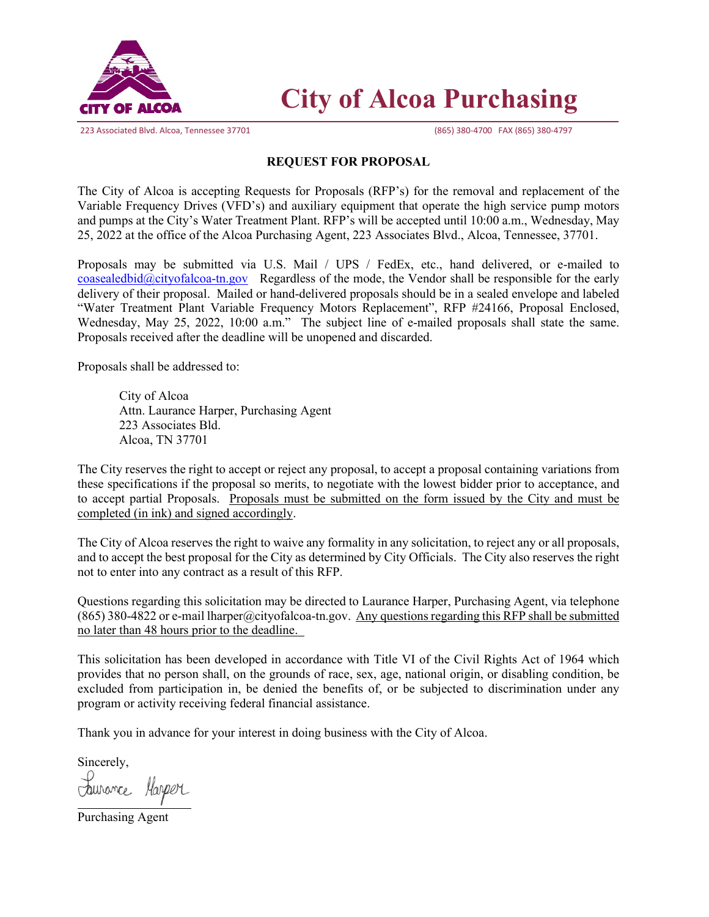# City of Alcoa Purchasing

223 Associated Blvd. Alcoa, Tennessee 37701 (865) 380-4700 FAX (865) 380-4797

## REQUEST FOR PROPOSAL

The City of Alcoa is accepting Requests for Proposals (RFP's) for the removal and replacement of the Variable Frequency Drives (VFD's) and auxiliary equipment that operate the high service pump motors and pumps at the City's Water Treatment Plant. RFP's will be accepted until 10:00 a.m., Wednesday, May 25, 2022 at the office of the Alcoa Purchasing Agent, 223 Associates Blvd., Alcoa, Tennessee, 37701.

Proposals may be submitted via U.S. Mail / UPS / FedEx, etc., hand delivered, or e-mailed to coasealedbid@cityofalcoa-tn.gov Regardless of the mode, the Vendor shall be responsible for the early delivery of their proposal. Mailed or hand-delivered proposals should be in a sealed envelope and labeled "Water Treatment Plant Variable Frequency Motors Replacement", RFP #24166, Proposal Enclosed, Wednesday, May 25, 2022, 10:00 a.m." The subject line of e-mailed proposals shall state the same. Proposals received after the deadline will be unopened and discarded.

Proposals shall be addressed to:

City of Alcoa
Attn. Laurance Harper, Purchasing Agent
223 Associates Bld.
Alcoa, TN 37701

The City reserves the right to accept or reject any proposal, to accept a proposal containing variations from these specifications if the proposal so merits, to negotiate with the lowest bidder prior to acceptance, and to accept partial Proposals. Proposals must be submitted on the form issued by the City and must be completed (in ink) and signed accordingly.

The City of Alcoa reserves the right to waive any formality in any solicitation, to reject any or all proposals, and to accept the best proposal for the City as determined by City Officials. The City also reserves the right not to enter into any contract as a result of this RFP.

Questions regarding this solicitation may be directed to Laurance Harper, Purchasing Agent, via telephone (865) 380-4822 or e-mail lharper@cityofalcoa-tn.gov. Any questions regarding this RFP shall be submitted no later than 48 hours prior to the deadline.

This solicitation has been developed in accordance with Title VI of the Civil Rights Act of 1964 which provides that no person shall, on the grounds of race, sex, age, national origin, or disabling condition, be excluded from participation in, be denied the benefits of, or be subjected to discrimination under any program or activity receiving federal financial assistance.

Thank you in advance for your interest in doing business with the City of Alcoa.

Sincerely,

Laurance Harper

Purchasing Agent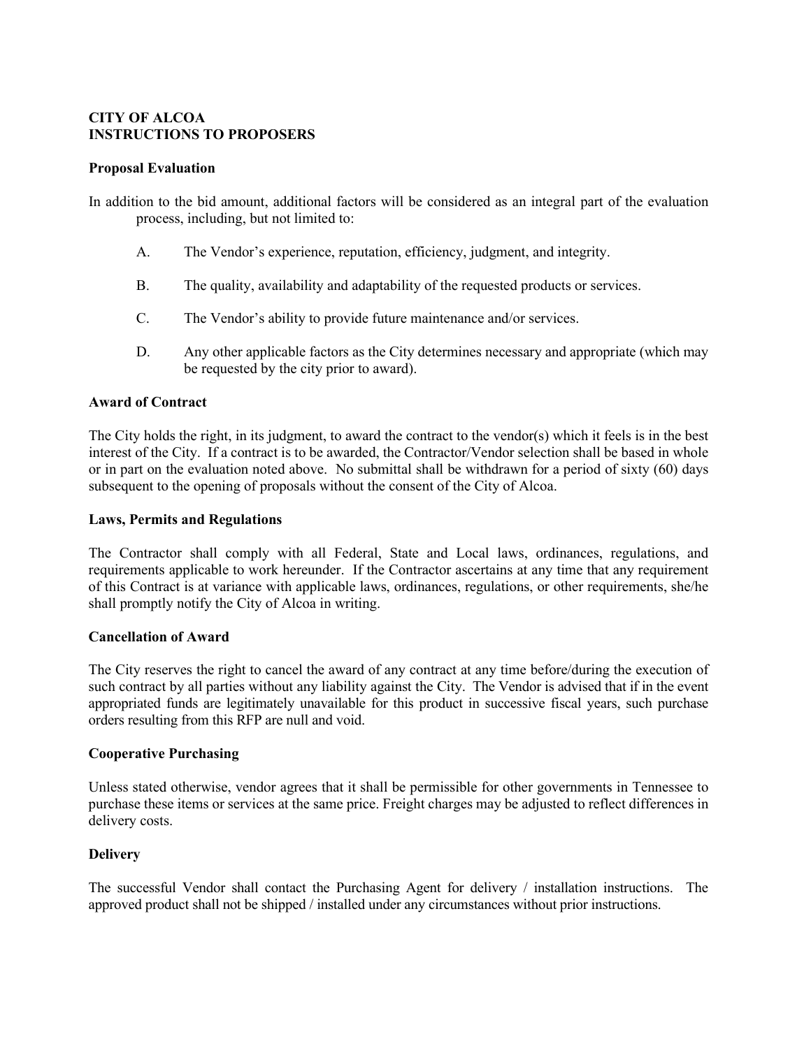**CITY OF ALCOA**
**INSTRUCTIONS TO PROPOSERS**

**Proposal Evaluation**

In addition to the bid amount, additional factors will be considered as an integral part of the evaluation process, including, but not limited to:

A. The Vendor's experience, reputation, efficiency, judgment, and integrity.

B. The quality, availability and adaptability of the requested products or services.

C. The Vendor's ability to provide future maintenance and/or services.

D. Any other applicable factors as the City determines necessary and appropriate (which may be requested by the city prior to award).

**Award of Contract**

The City holds the right, in its judgment, to award the contract to the vendor(s) which it feels is in the best interest of the City. If a contract is to be awarded, the Contractor/Vendor selection shall be based in whole or in part on the evaluation noted above. No submittal shall be withdrawn for a period of sixty (60) days subsequent to the opening of proposals without the consent of the City of Alcoa.

**Laws, Permits and Regulations**

The Contractor shall comply with all Federal, State and Local laws, ordinances, regulations, and requirements applicable to work hereunder. If the Contractor ascertains at any time that any requirement of this Contract is at variance with applicable laws, ordinances, regulations, or other requirements, she/he shall promptly notify the City of Alcoa in writing.

**Cancellation of Award**

The City reserves the right to cancel the award of any contract at any time before/during the execution of such contract by all parties without any liability against the City. The Vendor is advised that if in the event appropriated funds are legitimately unavailable for this product in successive fiscal years, such purchase orders resulting from this RFP are null and void.

**Cooperative Purchasing**

Unless stated otherwise, vendor agrees that it shall be permissible for other governments in Tennessee to purchase these items or services at the same price. Freight charges may be adjusted to reflect differences in delivery costs.

**Delivery**

The successful Vendor shall contact the Purchasing Agent for delivery / installation instructions. The approved product shall not be shipped / installed under any circumstances without prior instructions.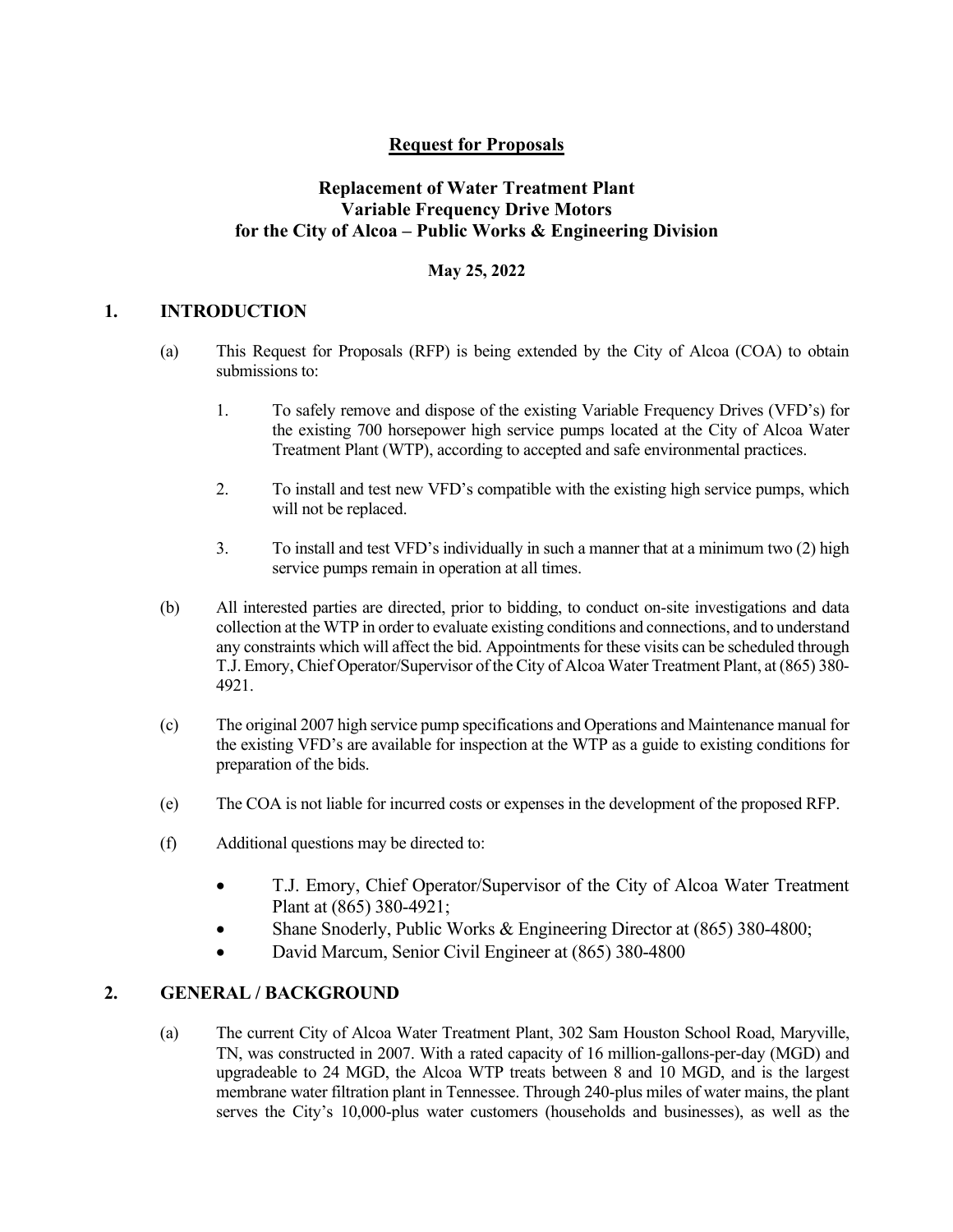**Request for Proposals**

**Replacement of Water Treatment Plant**
**Variable Frequency Drive Motors**
**for the City of Alcoa – Public Works & Engineering Division**

**May 25, 2022**

## 1. INTRODUCTION

(a) This Request for Proposals (RFP) is being extended by the City of Alcoa (COA) to obtain submissions to:

1. To safely remove and dispose of the existing Variable Frequency Drives (VFD's) for the existing 700 horsepower high service pumps located at the City of Alcoa Water Treatment Plant (WTP), according to accepted and safe environmental practices.

2. To install and test new VFD's compatible with the existing high service pumps, which will not be replaced.

3. To install and test VFD's individually in such a manner that at a minimum two (2) high service pumps remain in operation at all times.

(b) All interested parties are directed, prior to bidding, to conduct on-site investigations and data collection at the WTP in order to evaluate existing conditions and connections, and to understand any constraints which will affect the bid. Appointments for these visits can be scheduled through T.J. Emory, Chief Operator/Supervisor of the City of Alcoa Water Treatment Plant, at (865) 380-4921.

(c) The original 2007 high service pump specifications and Operations and Maintenance manual for the existing VFD's are available for inspection at the WTP as a guide to existing conditions for preparation of the bids.

(e) The COA is not liable for incurred costs or expenses in the development of the proposed RFP.

(f) Additional questions may be directed to:

- T.J. Emory, Chief Operator/Supervisor of the City of Alcoa Water Treatment Plant at (865) 380-4921;
- Shane Snoderly, Public Works & Engineering Director at (865) 380-4800;
- David Marcum, Senior Civil Engineer at (865) 380-4800

## 2. GENERAL / BACKGROUND

(a) The current City of Alcoa Water Treatment Plant, 302 Sam Houston School Road, Maryville, TN, was constructed in 2007. With a rated capacity of 16 million-gallons-per-day (MGD) and upgradeable to 24 MGD, the Alcoa WTP treats between 8 and 10 MGD, and is the largest membrane water filtration plant in Tennessee. Through 240-plus miles of water mains, the plant serves the City's 10,000-plus water customers (households and businesses), as well as the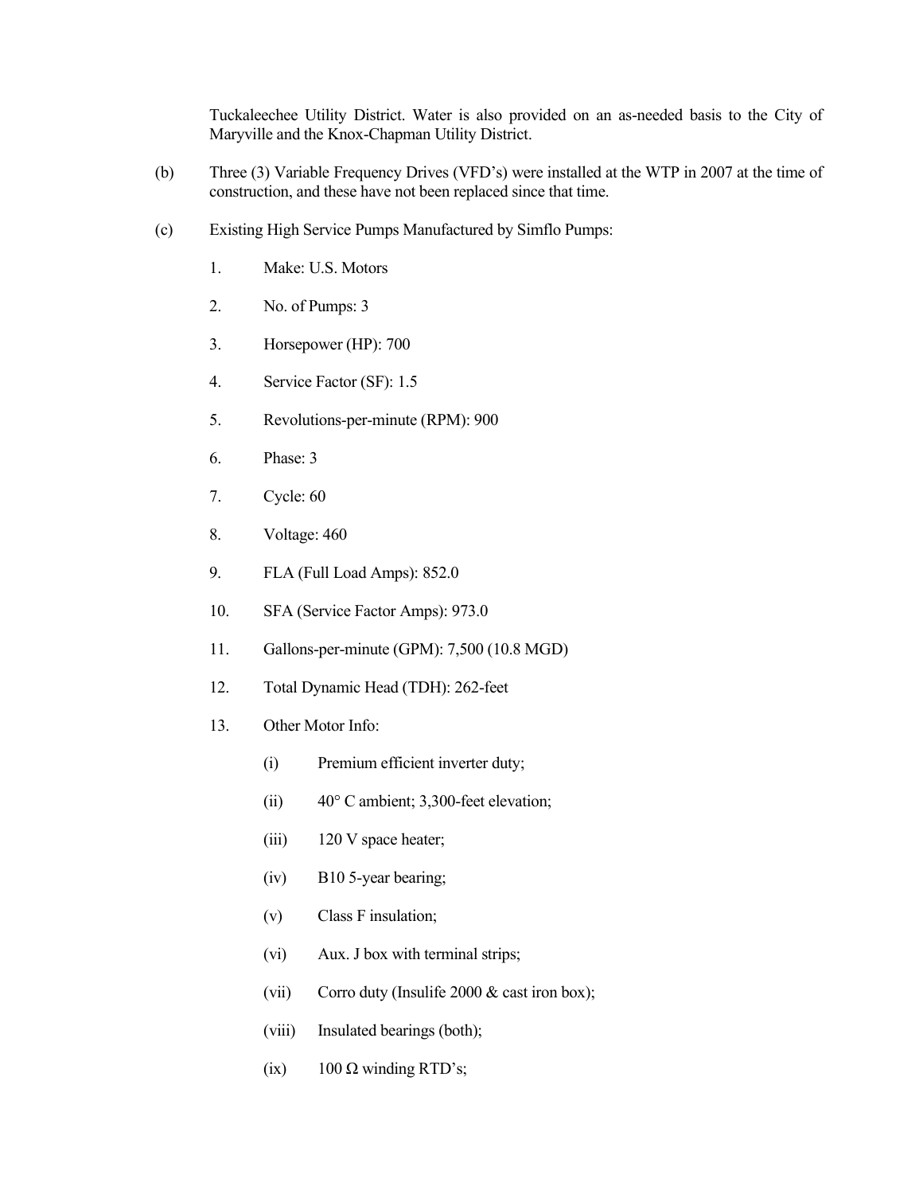Tuckaleechee Utility District. Water is also provided on an as-needed basis to the City of Maryville and the Knox-Chapman Utility District.

(b) Three (3) Variable Frequency Drives (VFD's) were installed at the WTP in 2007 at the time of construction, and these have not been replaced since that time.

(c) Existing High Service Pumps Manufactured by Simflo Pumps:

1. Make: U.S. Motors
2. No. of Pumps: 3
3. Horsepower (HP): 700
4. Service Factor (SF): 1.5
5. Revolutions-per-minute (RPM): 900
6. Phase: 3
7. Cycle: 60
8. Voltage: 460
9. FLA (Full Load Amps): 852.0
10. SFA (Service Factor Amps): 973.0
11. Gallons-per-minute (GPM): 7,500 (10.8 MGD)
12. Total Dynamic Head (TDH): 262-feet
13. Other Motor Info:

    (i) Premium efficient inverter duty;

    (ii) 40° C ambient; 3,300-feet elevation;

    (iii) 120 V space heater;

    (iv) B10 5-year bearing;

    (v) Class F insulation;

    (vi) Aux. J box with terminal strips;

    (vii) Corro duty (Insulife 2000 & cast iron box);

    (viii) Insulated bearings (both);

    (ix) 100 Ω winding RTD's;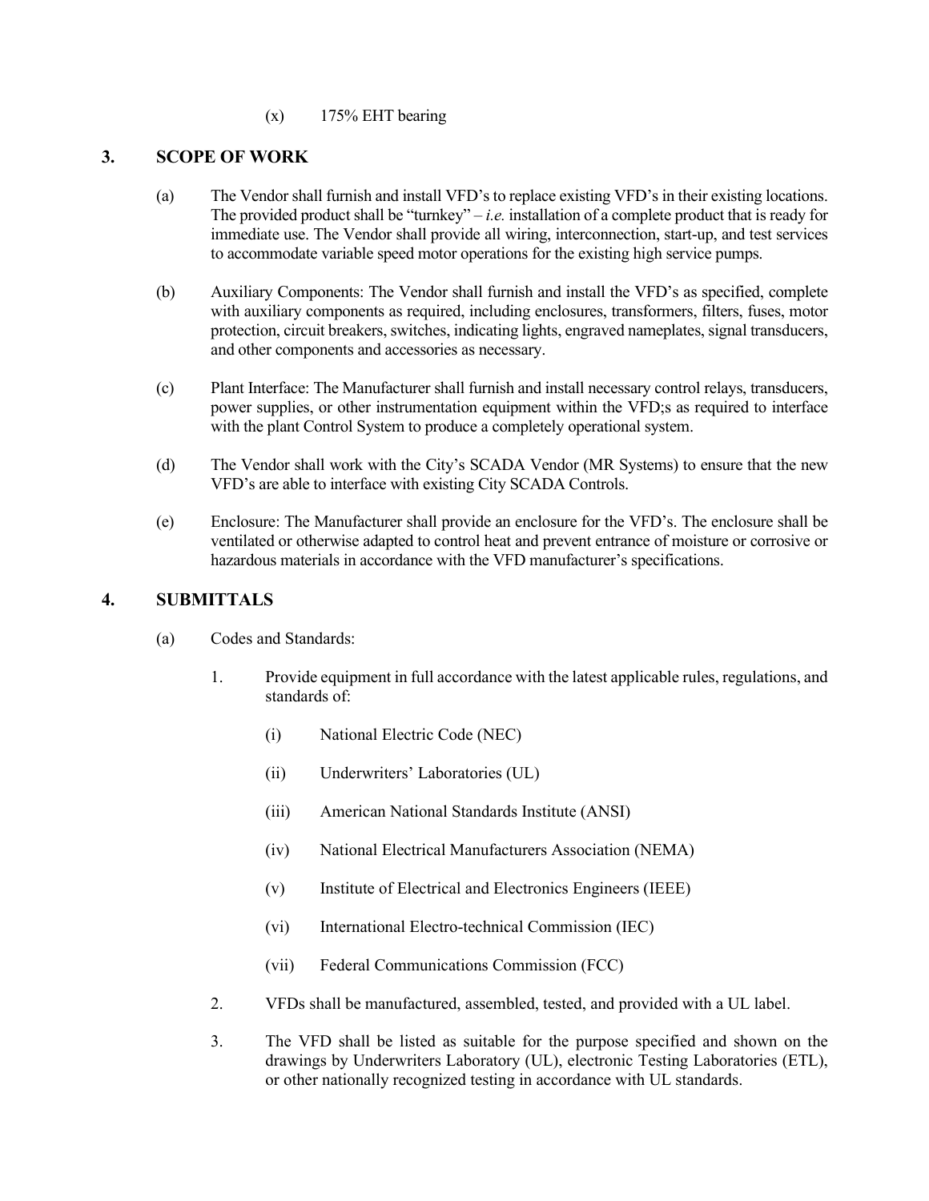(x) 175% EHT bearing

## 3. SCOPE OF WORK

(a) The Vendor shall furnish and install VFD's to replace existing VFD's in their existing locations. The provided product shall be "turnkey" – *i.e.* installation of a complete product that is ready for immediate use. The Vendor shall provide all wiring, interconnection, start-up, and test services to accommodate variable speed motor operations for the existing high service pumps.

(b) Auxiliary Components: The Vendor shall furnish and install the VFD's as specified, complete with auxiliary components as required, including enclosures, transformers, filters, fuses, motor protection, circuit breakers, switches, indicating lights, engraved nameplates, signal transducers, and other components and accessories as necessary.

(c) Plant Interface: The Manufacturer shall furnish and install necessary control relays, transducers, power supplies, or other instrumentation equipment within the VFD;s as required to interface with the plant Control System to produce a completely operational system.

(d) The Vendor shall work with the City's SCADA Vendor (MR Systems) to ensure that the new VFD's are able to interface with existing City SCADA Controls.

(e) Enclosure: The Manufacturer shall provide an enclosure for the VFD's. The enclosure shall be ventilated or otherwise adapted to control heat and prevent entrance of moisture or corrosive or hazardous materials in accordance with the VFD manufacturer's specifications.

## 4. SUBMITTALS

(a) Codes and Standards:

1. Provide equipment in full accordance with the latest applicable rules, regulations, and standards of:

   (i) National Electric Code (NEC)

   (ii) Underwriters' Laboratories (UL)

   (iii) American National Standards Institute (ANSI)

   (iv) National Electrical Manufacturers Association (NEMA)

   (v) Institute of Electrical and Electronics Engineers (IEEE)

   (vi) International Electro-technical Commission (IEC)

   (vii) Federal Communications Commission (FCC)

2. VFDs shall be manufactured, assembled, tested, and provided with a UL label.

3. The VFD shall be listed as suitable for the purpose specified and shown on the drawings by Underwriters Laboratory (UL), electronic Testing Laboratories (ETL), or other nationally recognized testing in accordance with UL standards.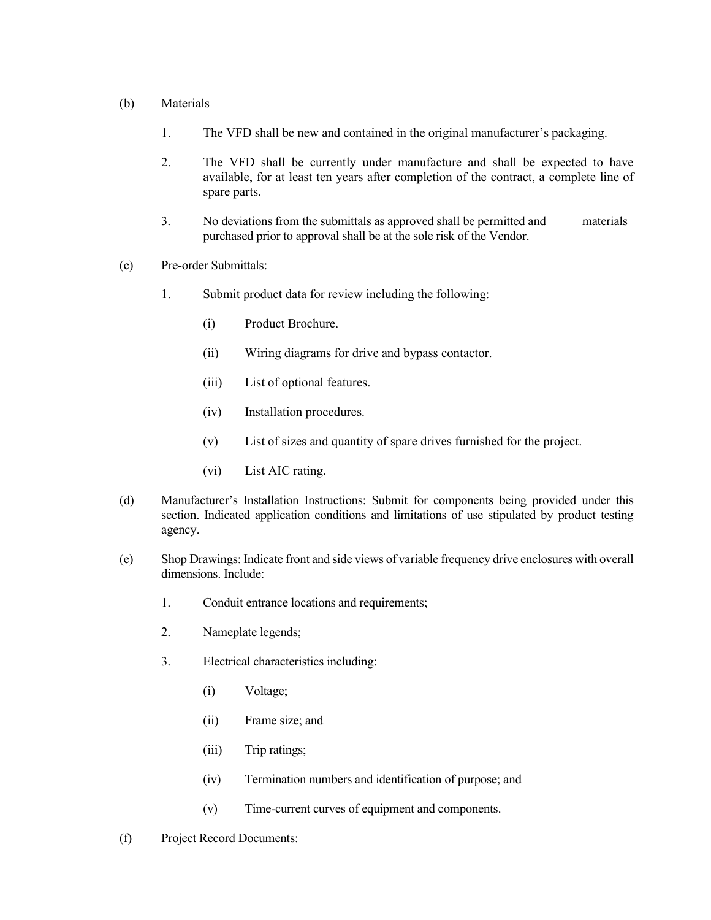(b) Materials

1. The VFD shall be new and contained in the original manufacturer's packaging.

2. The VFD shall be currently under manufacture and shall be expected to have available, for at least ten years after completion of the contract, a complete line of spare parts.

3. No deviations from the submittals as approved shall be permitted and materials purchased prior to approval shall be at the sole risk of the Vendor.

(c) Pre-order Submittals:

1. Submit product data for review including the following:

   (i) Product Brochure.

   (ii) Wiring diagrams for drive and bypass contactor.

   (iii) List of optional features.

   (iv) Installation procedures.

   (v) List of sizes and quantity of spare drives furnished for the project.

   (vi) List AIC rating.

(d) Manufacturer's Installation Instructions: Submit for components being provided under this section. Indicated application conditions and limitations of use stipulated by product testing agency.

(e) Shop Drawings: Indicate front and side views of variable frequency drive enclosures with overall dimensions. Include:

1. Conduit entrance locations and requirements;

2. Nameplate legends;

3. Electrical characteristics including:

   (i) Voltage;

   (ii) Frame size; and

   (iii) Trip ratings;

   (iv) Termination numbers and identification of purpose; and

   (v) Time-current curves of equipment and components.

(f) Project Record Documents: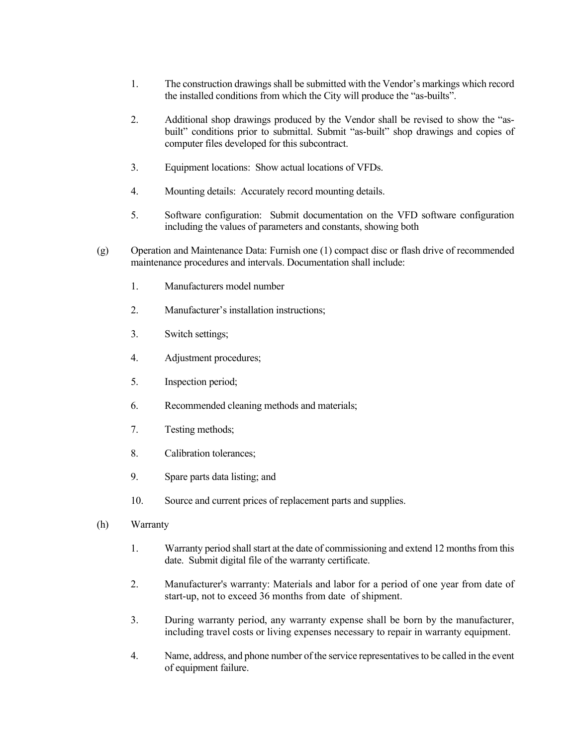1. The construction drawings shall be submitted with the Vendor's markings which record the installed conditions from which the City will produce the "as-builts".

2. Additional shop drawings produced by the Vendor shall be revised to show the "as-built" conditions prior to submittal. Submit "as-built" shop drawings and copies of computer files developed for this subcontract.

3. Equipment locations: Show actual locations of VFDs.

4. Mounting details: Accurately record mounting details.

5. Software configuration: Submit documentation on the VFD software configuration including the values of parameters and constants, showing both

(g) Operation and Maintenance Data: Furnish one (1) compact disc or flash drive of recommended maintenance procedures and intervals. Documentation shall include:

1. Manufacturers model number

2. Manufacturer's installation instructions;

3. Switch settings;

4. Adjustment procedures;

5. Inspection period;

6. Recommended cleaning methods and materials;

7. Testing methods;

8. Calibration tolerances;

9. Spare parts data listing; and

10. Source and current prices of replacement parts and supplies.

(h) Warranty

1. Warranty period shall start at the date of commissioning and extend 12 months from this date. Submit digital file of the warranty certificate.

2. Manufacturer's warranty: Materials and labor for a period of one year from date of start-up, not to exceed 36 months from date of shipment.

3. During warranty period, any warranty expense shall be born by the manufacturer, including travel costs or living expenses necessary to repair in warranty equipment.

4. Name, address, and phone number of the service representatives to be called in the event of equipment failure.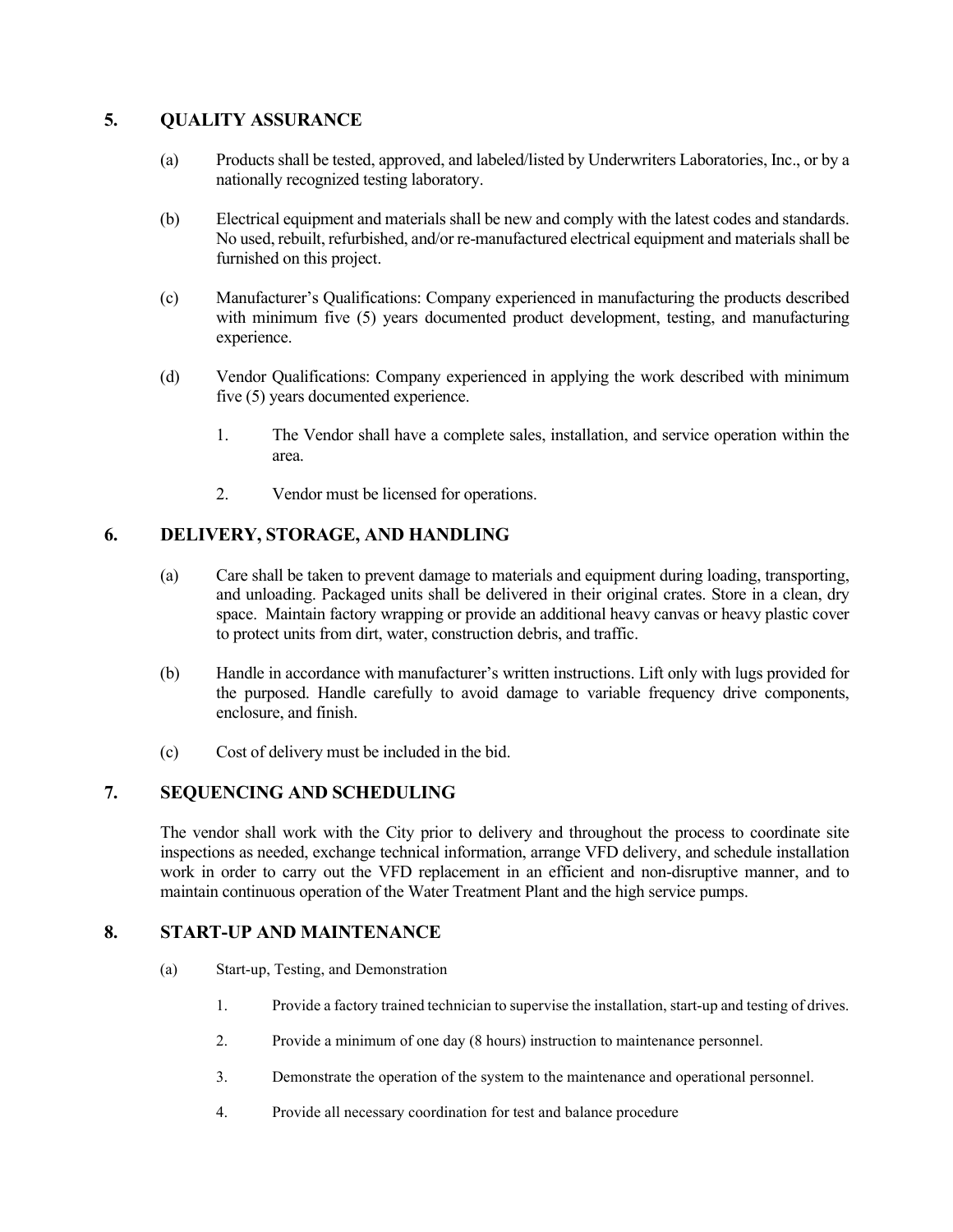## 5. QUALITY ASSURANCE

(a) Products shall be tested, approved, and labeled/listed by Underwriters Laboratories, Inc., or by a nationally recognized testing laboratory.

(b) Electrical equipment and materials shall be new and comply with the latest codes and standards. No used, rebuilt, refurbished, and/or re-manufactured electrical equipment and materials shall be furnished on this project.

(c) Manufacturer's Qualifications: Company experienced in manufacturing the products described with minimum five (5) years documented product development, testing, and manufacturing experience.

(d) Vendor Qualifications: Company experienced in applying the work described with minimum five (5) years documented experience.

1. The Vendor shall have a complete sales, installation, and service operation within the area.

2. Vendor must be licensed for operations.

## 6. DELIVERY, STORAGE, AND HANDLING

(a) Care shall be taken to prevent damage to materials and equipment during loading, transporting, and unloading. Packaged units shall be delivered in their original crates. Store in a clean, dry space. Maintain factory wrapping or provide an additional heavy canvas or heavy plastic cover to protect units from dirt, water, construction debris, and traffic.

(b) Handle in accordance with manufacturer's written instructions. Lift only with lugs provided for the purposed. Handle carefully to avoid damage to variable frequency drive components, enclosure, and finish.

(c) Cost of delivery must be included in the bid.

## 7. SEQUENCING AND SCHEDULING

The vendor shall work with the City prior to delivery and throughout the process to coordinate site inspections as needed, exchange technical information, arrange VFD delivery, and schedule installation work in order to carry out the VFD replacement in an efficient and non-disruptive manner, and to maintain continuous operation of the Water Treatment Plant and the high service pumps.

## 8. START-UP AND MAINTENANCE

(a) Start-up, Testing, and Demonstration

1. Provide a factory trained technician to supervise the installation, start-up and testing of drives.

2. Provide a minimum of one day (8 hours) instruction to maintenance personnel.

3. Demonstrate the operation of the system to the maintenance and operational personnel.

4. Provide all necessary coordination for test and balance procedure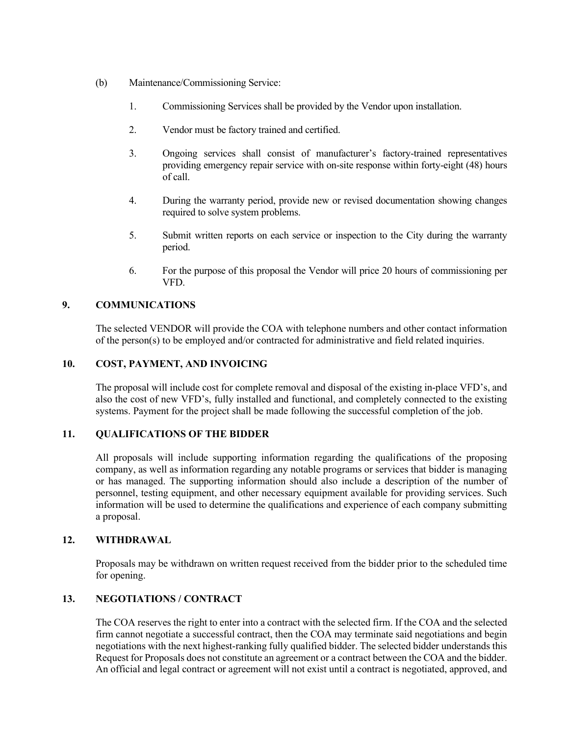(b) Maintenance/Commissioning Service:

1. Commissioning Services shall be provided by the Vendor upon installation.

2. Vendor must be factory trained and certified.

3. Ongoing services shall consist of manufacturer's factory-trained representatives providing emergency repair service with on-site response within forty-eight (48) hours of call.

4. During the warranty period, provide new or revised documentation showing changes required to solve system problems.

5. Submit written reports on each service or inspection to the City during the warranty period.

6. For the purpose of this proposal the Vendor will price 20 hours of commissioning per VFD.

## 9. COMMUNICATIONS

The selected VENDOR will provide the COA with telephone numbers and other contact information of the person(s) to be employed and/or contracted for administrative and field related inquiries.

## 10. COST, PAYMENT, AND INVOICING

The proposal will include cost for complete removal and disposal of the existing in-place VFD's, and also the cost of new VFD's, fully installed and functional, and completely connected to the existing systems. Payment for the project shall be made following the successful completion of the job.

## 11. QUALIFICATIONS OF THE BIDDER

All proposals will include supporting information regarding the qualifications of the proposing company, as well as information regarding any notable programs or services that bidder is managing or has managed. The supporting information should also include a description of the number of personnel, testing equipment, and other necessary equipment available for providing services. Such information will be used to determine the qualifications and experience of each company submitting a proposal.

## 12. WITHDRAWAL

Proposals may be withdrawn on written request received from the bidder prior to the scheduled time for opening.

## 13. NEGOTIATIONS / CONTRACT

The COA reserves the right to enter into a contract with the selected firm. If the COA and the selected firm cannot negotiate a successful contract, then the COA may terminate said negotiations and begin negotiations with the next highest-ranking fully qualified bidder. The selected bidder understands this Request for Proposals does not constitute an agreement or a contract between the COA and the bidder. An official and legal contract or agreement will not exist until a contract is negotiated, approved, and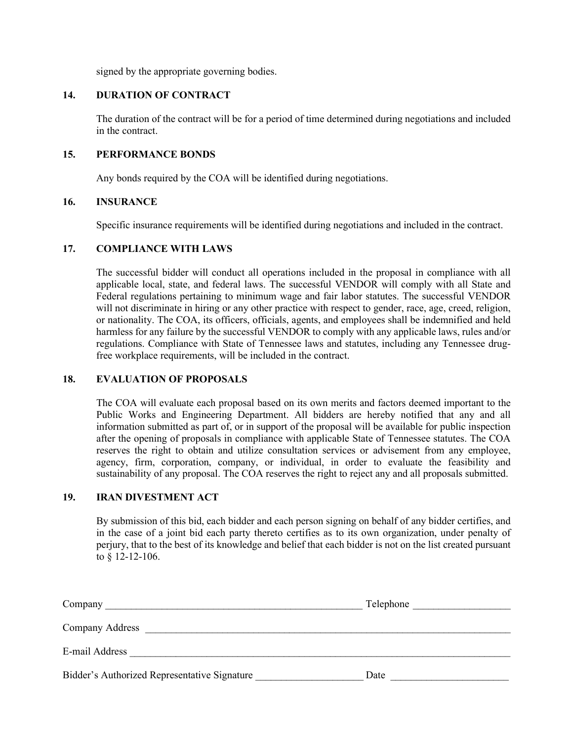signed by the appropriate governing bodies.

## 14. DURATION OF CONTRACT

The duration of the contract will be for a period of time determined during negotiations and included in the contract.

## 15. PERFORMANCE BONDS

Any bonds required by the COA will be identified during negotiations.

## 16. INSURANCE

Specific insurance requirements will be identified during negotiations and included in the contract.

## 17. COMPLIANCE WITH LAWS

The successful bidder will conduct all operations included in the proposal in compliance with all applicable local, state, and federal laws. The successful VENDOR will comply with all State and Federal regulations pertaining to minimum wage and fair labor statutes. The successful VENDOR will not discriminate in hiring or any other practice with respect to gender, race, age, creed, religion, or nationality. The COA, its officers, officials, agents, and employees shall be indemnified and held harmless for any failure by the successful VENDOR to comply with any applicable laws, rules and/or regulations. Compliance with State of Tennessee laws and statutes, including any Tennessee drug-free workplace requirements, will be included in the contract.

## 18. EVALUATION OF PROPOSALS

The COA will evaluate each proposal based on its own merits and factors deemed important to the Public Works and Engineering Department. All bidders are hereby notified that any and all information submitted as part of, or in support of the proposal will be available for public inspection after the opening of proposals in compliance with applicable State of Tennessee statutes. The COA reserves the right to obtain and utilize consultation services or advisement from any employee, agency, firm, corporation, company, or individual, in order to evaluate the feasibility and sustainability of any proposal. The COA reserves the right to reject any and all proposals submitted.

## 19. IRAN DIVESTMENT ACT

By submission of this bid, each bidder and each person signing on behalf of any bidder certifies, and in the case of a joint bid each party thereto certifies as to its own organization, under penalty of perjury, that to the best of its knowledge and belief that each bidder is not on the list created pursuant to § 12-12-106.

Company ______________________________________________________ Telephone ___________________

Company Address ______________________________________________________________________________

E-mail Address ________________________________________________________________________________

Bidder's Authorized Representative Signature _____________________ Date _______________________